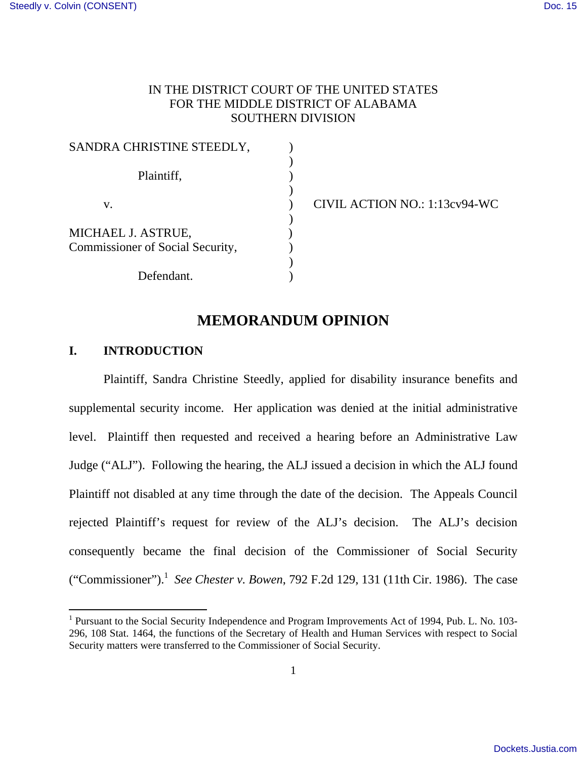IN THE DISTRICT COURT OF THE UNITED STATES
FOR THE MIDDLE DISTRICT OF ALABAMA
SOUTHERN DIVISION

SANDRA CHRISTINE STEEDLY,

Plaintiff,

v.

MICHAEL J. ASTRUE,
Commissioner of Social Security,

Defendant.

CIVIL ACTION NO.: 1:13cv94-WC

# MEMORANDUM OPINION

## I. INTRODUCTION

Plaintiff, Sandra Christine Steedly, applied for disability insurance benefits and supplemental security income. Her application was denied at the initial administrative level. Plaintiff then requested and received a hearing before an Administrative Law Judge ("ALJ"). Following the hearing, the ALJ issued a decision in which the ALJ found Plaintiff not disabled at any time through the date of the decision. The Appeals Council rejected Plaintiff's request for review of the ALJ's decision. The ALJ's decision consequently became the final decision of the Commissioner of Social Security ("Commissioner").[1] *See Chester v. Bowen*, 792 F.2d 129, 131 (11th Cir. 1986). The case

[1] Pursuant to the Social Security Independence and Program Improvements Act of 1994, Pub. L. No. 103-296, 108 Stat. 1464, the functions of the Secretary of Health and Human Services with respect to Social Security matters were transferred to the Commissioner of Social Security.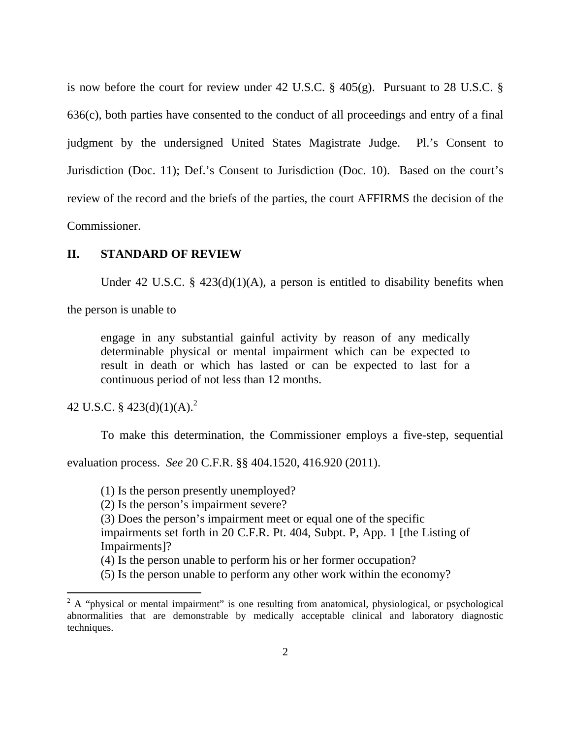is now before the court for review under 42 U.S.C. § 405(g). Pursuant to 28 U.S.C. § 636(c), both parties have consented to the conduct of all proceedings and entry of a final judgment by the undersigned United States Magistrate Judge. Pl.'s Consent to Jurisdiction (Doc. 11); Def.'s Consent to Jurisdiction (Doc. 10). Based on the court's review of the record and the briefs of the parties, the court AFFIRMS the decision of the Commissioner.

## II. STANDARD OF REVIEW

Under 42 U.S.C. § 423(d)(1)(A), a person is entitled to disability benefits when the person is unable to

> engage in any substantial gainful activity by reason of any medically determinable physical or mental impairment which can be expected to result in death or which has lasted or can be expected to last for a continuous period of not less than 12 months.

42 U.S.C. § 423(d)(1)(A).[2]

To make this determination, the Commissioner employs a five-step, sequential evaluation process. *See* 20 C.F.R. §§ 404.1520, 416.920 (2011).

> (1) Is the person presently unemployed?
> (2) Is the person's impairment severe?
> (3) Does the person's impairment meet or equal one of the specific impairments set forth in 20 C.F.R. Pt. 404, Subpt. P, App. 1 [the Listing of Impairments]?
> (4) Is the person unable to perform his or her former occupation?
> (5) Is the person unable to perform any other work within the economy?

[2] A "physical or mental impairment" is one resulting from anatomical, physiological, or psychological abnormalities that are demonstrable by medically acceptable clinical and laboratory diagnostic techniques.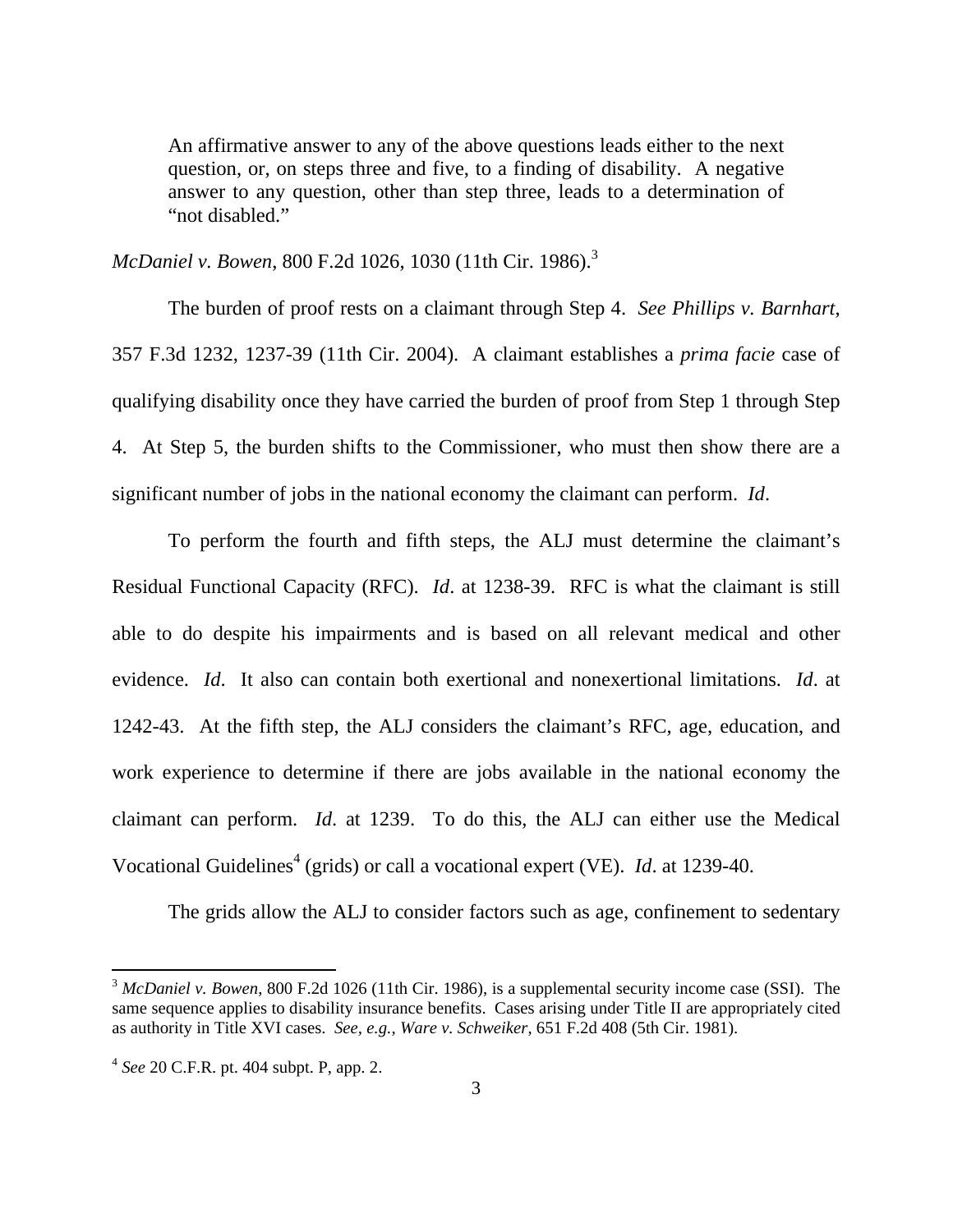> An affirmative answer to any of the above questions leads either to the next question, or, on steps three and five, to a finding of disability. A negative answer to any question, other than step three, leads to a determination of "not disabled."

*McDaniel v. Bowen*, 800 F.2d 1026, 1030 (11th Cir. 1986).[3]

The burden of proof rests on a claimant through Step 4. *See Phillips v. Barnhart*, 357 F.3d 1232, 1237-39 (11th Cir. 2004). A claimant establishes a *prima facie* case of qualifying disability once they have carried the burden of proof from Step 1 through Step 4. At Step 5, the burden shifts to the Commissioner, who must then show there are a significant number of jobs in the national economy the claimant can perform. *Id*.

To perform the fourth and fifth steps, the ALJ must determine the claimant's Residual Functional Capacity (RFC). *Id*. at 1238-39. RFC is what the claimant is still able to do despite his impairments and is based on all relevant medical and other evidence. *Id*. It also can contain both exertional and nonexertional limitations. *Id*. at 1242-43. At the fifth step, the ALJ considers the claimant's RFC, age, education, and work experience to determine if there are jobs available in the national economy the claimant can perform. *Id*. at 1239. To do this, the ALJ can either use the Medical Vocational Guidelines[4] (grids) or call a vocational expert (VE). *Id*. at 1239-40.

The grids allow the ALJ to consider factors such as age, confinement to sedentary

---

[3] *McDaniel v. Bowen*, 800 F.2d 1026 (11th Cir. 1986), is a supplemental security income case (SSI). The same sequence applies to disability insurance benefits. Cases arising under Title II are appropriately cited as authority in Title XVI cases. *See, e.g.*, *Ware v. Schweiker*, 651 F.2d 408 (5th Cir. 1981).

[4] *See* 20 C.F.R. pt. 404 subpt. P, app. 2.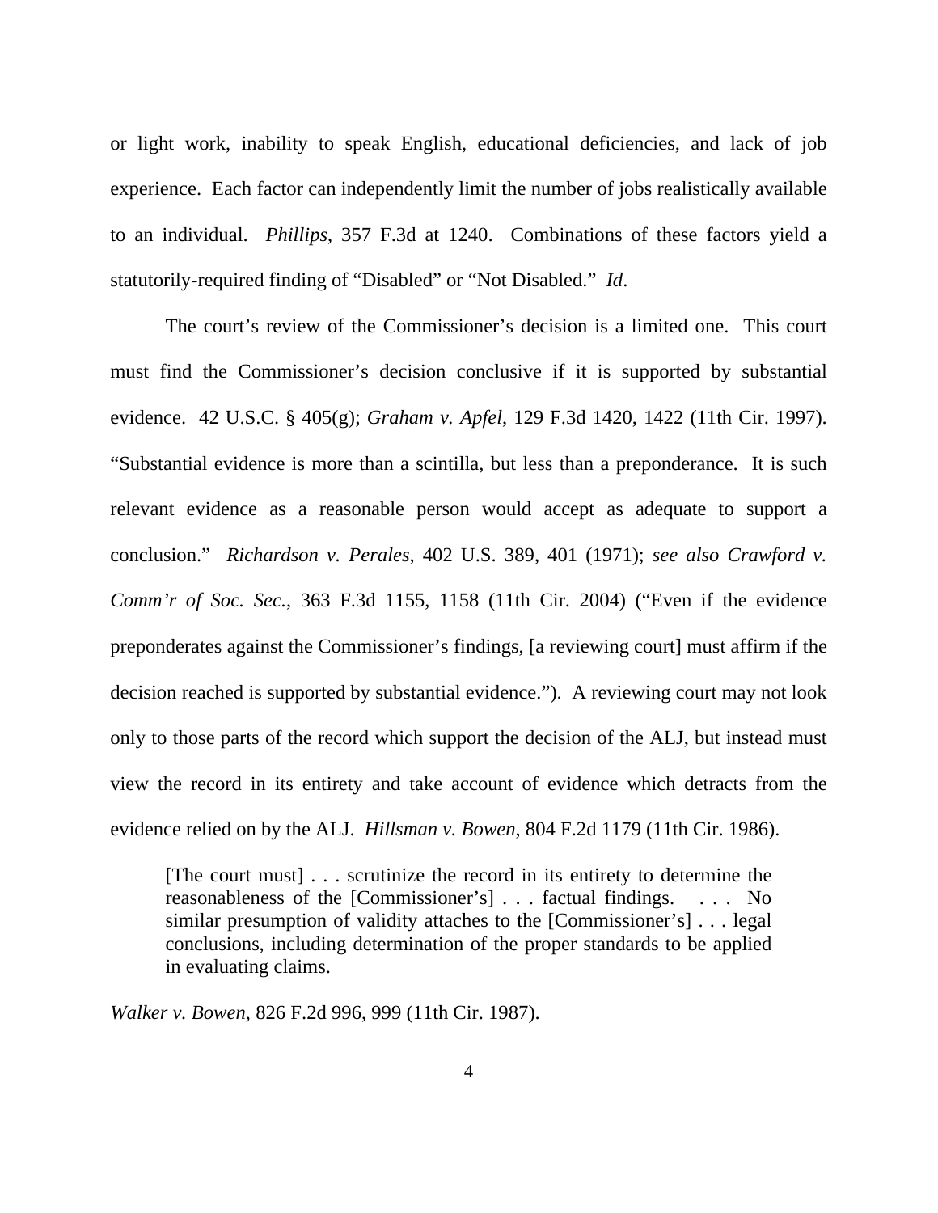or light work, inability to speak English, educational deficiencies, and lack of job experience. Each factor can independently limit the number of jobs realistically available to an individual. *Phillips*, 357 F.3d at 1240. Combinations of these factors yield a statutorily-required finding of "Disabled" or "Not Disabled." *Id*.

The court's review of the Commissioner's decision is a limited one. This court must find the Commissioner's decision conclusive if it is supported by substantial evidence. 42 U.S.C. § 405(g); *Graham v. Apfel*, 129 F.3d 1420, 1422 (11th Cir. 1997). "Substantial evidence is more than a scintilla, but less than a preponderance. It is such relevant evidence as a reasonable person would accept as adequate to support a conclusion." *Richardson v. Perales*, 402 U.S. 389, 401 (1971); *see also Crawford v. Comm'r of Soc. Sec.*, 363 F.3d 1155, 1158 (11th Cir. 2004) ("Even if the evidence preponderates against the Commissioner's findings, [a reviewing court] must affirm if the decision reached is supported by substantial evidence."). A reviewing court may not look only to those parts of the record which support the decision of the ALJ, but instead must view the record in its entirety and take account of evidence which detracts from the evidence relied on by the ALJ. *Hillsman v. Bowen*, 804 F.2d 1179 (11th Cir. 1986).

> [The court must] . . . scrutinize the record in its entirety to determine the reasonableness of the [Commissioner's] . . . factual findings. . . . No similar presumption of validity attaches to the [Commissioner's] . . . legal conclusions, including determination of the proper standards to be applied in evaluating claims.

*Walker v. Bowen*, 826 F.2d 996, 999 (11th Cir. 1987).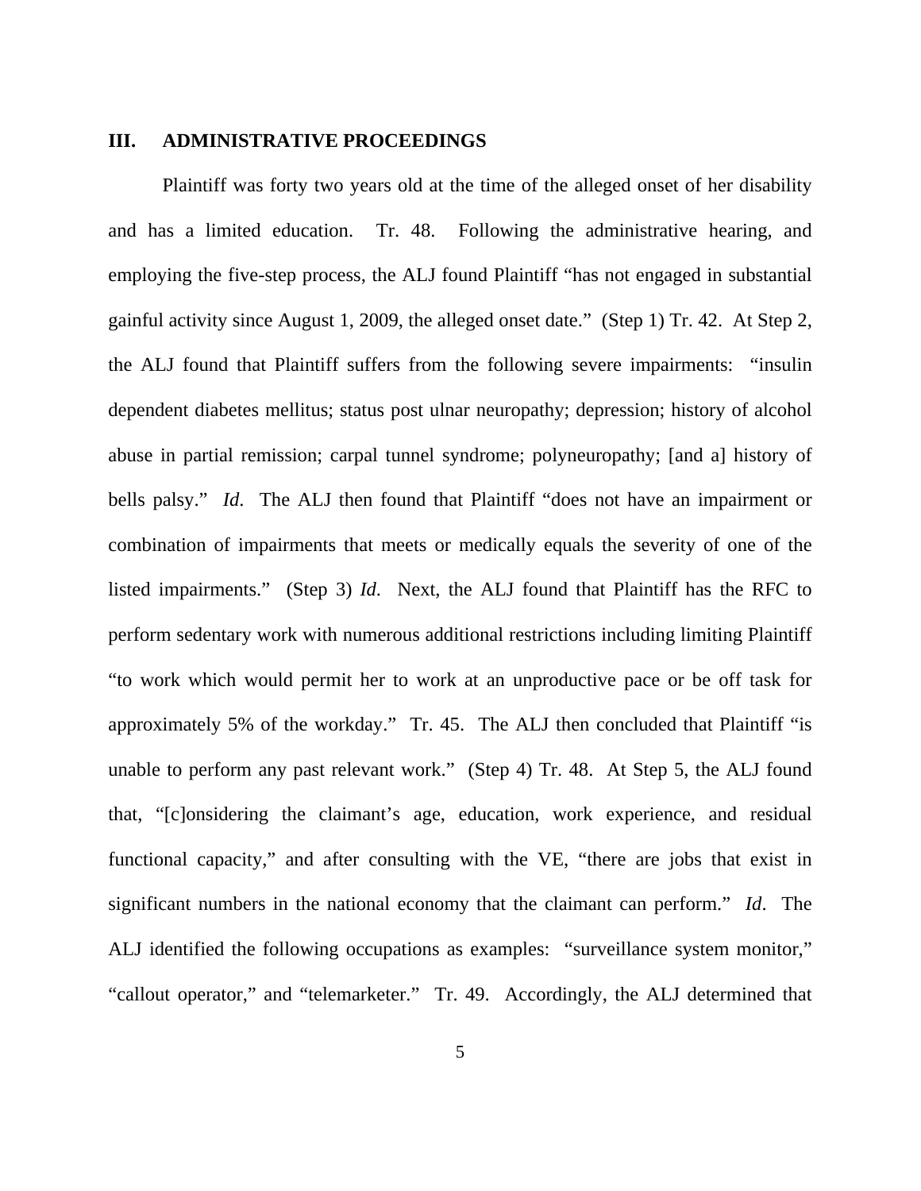## III. ADMINISTRATIVE PROCEEDINGS

Plaintiff was forty two years old at the time of the alleged onset of her disability and has a limited education. Tr. 48. Following the administrative hearing, and employing the five-step process, the ALJ found Plaintiff "has not engaged in substantial gainful activity since August 1, 2009, the alleged onset date." (Step 1) Tr. 42. At Step 2, the ALJ found that Plaintiff suffers from the following severe impairments: "insulin dependent diabetes mellitus; status post ulnar neuropathy; depression; history of alcohol abuse in partial remission; carpal tunnel syndrome; polyneuropathy; [and a] history of bells palsy." *Id*. The ALJ then found that Plaintiff "does not have an impairment or combination of impairments that meets or medically equals the severity of one of the listed impairments." (Step 3) *Id*. Next, the ALJ found that Plaintiff has the RFC to perform sedentary work with numerous additional restrictions including limiting Plaintiff "to work which would permit her to work at an unproductive pace or be off task for approximately 5% of the workday." Tr. 45. The ALJ then concluded that Plaintiff "is unable to perform any past relevant work." (Step 4) Tr. 48. At Step 5, the ALJ found that, "[c]onsidering the claimant's age, education, work experience, and residual functional capacity," and after consulting with the VE, "there are jobs that exist in significant numbers in the national economy that the claimant can perform." *Id*. The ALJ identified the following occupations as examples: "surveillance system monitor," "callout operator," and "telemarketer." Tr. 49. Accordingly, the ALJ determined that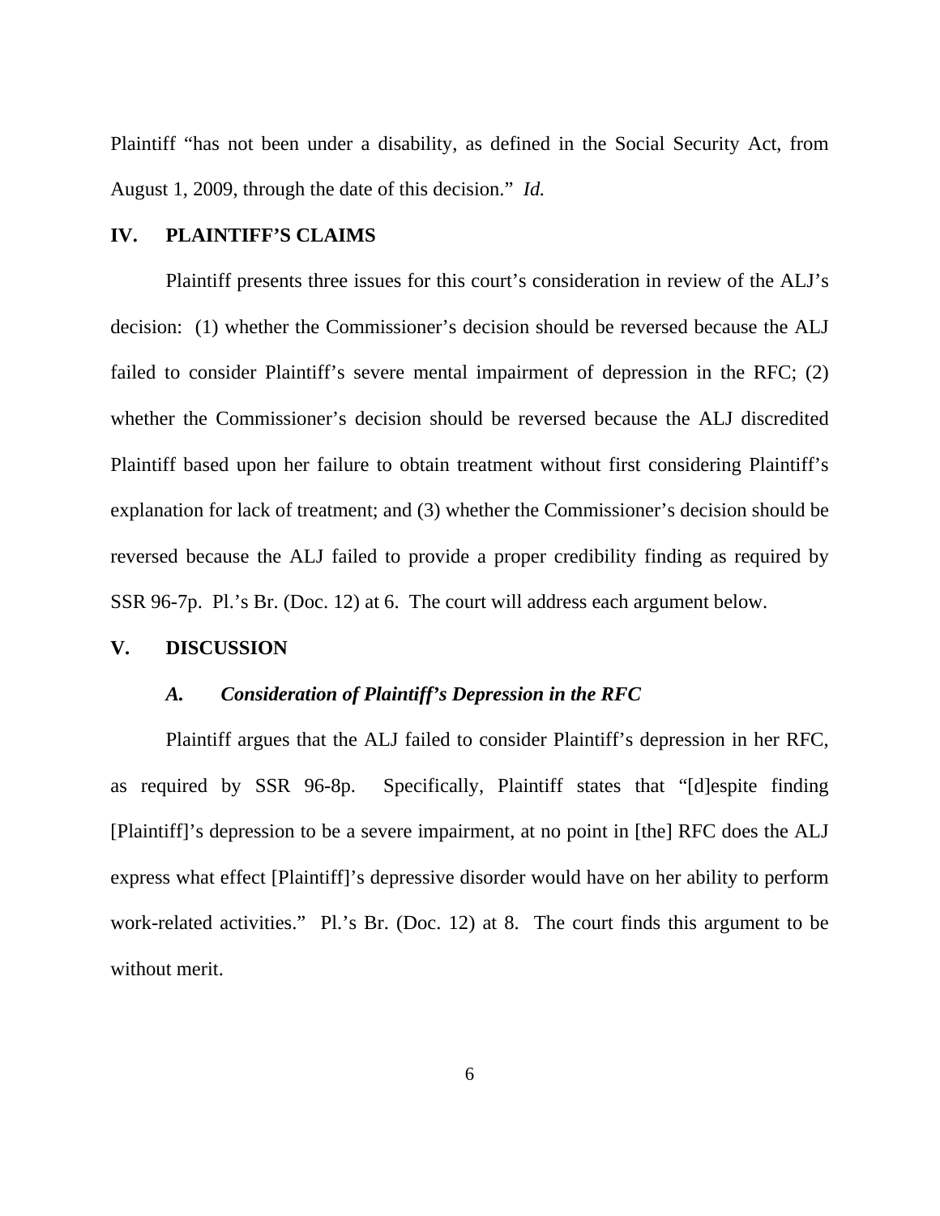Plaintiff "has not been under a disability, as defined in the Social Security Act, from August 1, 2009, through the date of this decision." *Id.*

## IV. PLAINTIFF'S CLAIMS

Plaintiff presents three issues for this court's consideration in review of the ALJ's decision: (1) whether the Commissioner's decision should be reversed because the ALJ failed to consider Plaintiff's severe mental impairment of depression in the RFC; (2) whether the Commissioner's decision should be reversed because the ALJ discredited Plaintiff based upon her failure to obtain treatment without first considering Plaintiff's explanation for lack of treatment; and (3) whether the Commissioner's decision should be reversed because the ALJ failed to provide a proper credibility finding as required by SSR 96-7p. Pl.'s Br. (Doc. 12) at 6. The court will address each argument below.

## V. DISCUSSION

### *A. Consideration of Plaintiff's Depression in the RFC*

Plaintiff argues that the ALJ failed to consider Plaintiff's depression in her RFC, as required by SSR 96-8p. Specifically, Plaintiff states that "[d]espite finding [Plaintiff]'s depression to be a severe impairment, at no point in [the] RFC does the ALJ express what effect [Plaintiff]'s depressive disorder would have on her ability to perform work-related activities." Pl.'s Br. (Doc. 12) at 8. The court finds this argument to be without merit.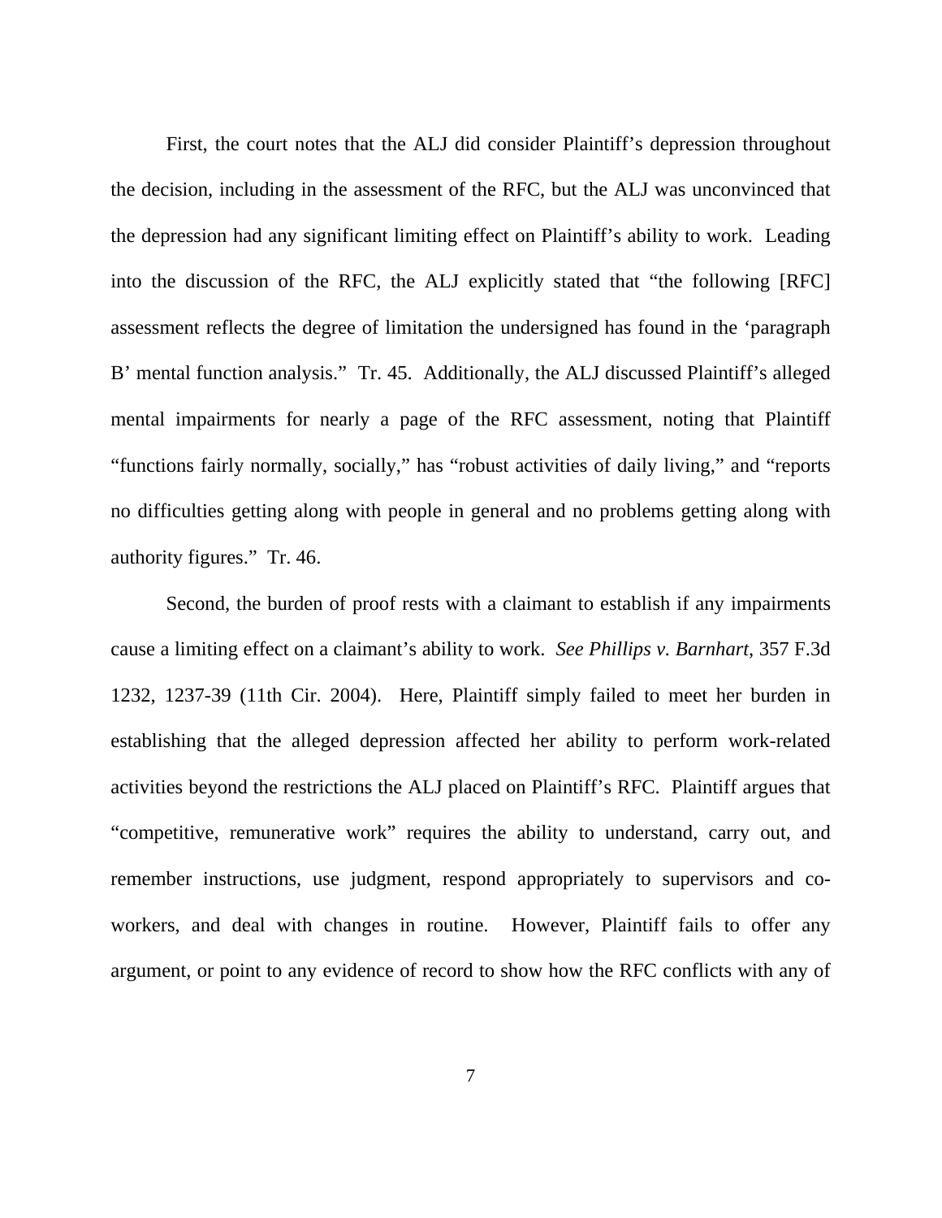First, the court notes that the ALJ did consider Plaintiff's depression throughout the decision, including in the assessment of the RFC, but the ALJ was unconvinced that the depression had any significant limiting effect on Plaintiff's ability to work. Leading into the discussion of the RFC, the ALJ explicitly stated that "the following [RFC] assessment reflects the degree of limitation the undersigned has found in the 'paragraph B' mental function analysis." Tr. 45. Additionally, the ALJ discussed Plaintiff's alleged mental impairments for nearly a page of the RFC assessment, noting that Plaintiff "functions fairly normally, socially," has "robust activities of daily living," and "reports no difficulties getting along with people in general and no problems getting along with authority figures." Tr. 46.

Second, the burden of proof rests with a claimant to establish if any impairments cause a limiting effect on a claimant's ability to work. *See Phillips v. Barnhart*, 357 F.3d 1232, 1237-39 (11th Cir. 2004). Here, Plaintiff simply failed to meet her burden in establishing that the alleged depression affected her ability to perform work-related activities beyond the restrictions the ALJ placed on Plaintiff's RFC. Plaintiff argues that "competitive, remunerative work" requires the ability to understand, carry out, and remember instructions, use judgment, respond appropriately to supervisors and co-workers, and deal with changes in routine. However, Plaintiff fails to offer any argument, or point to any evidence of record to show how the RFC conflicts with any of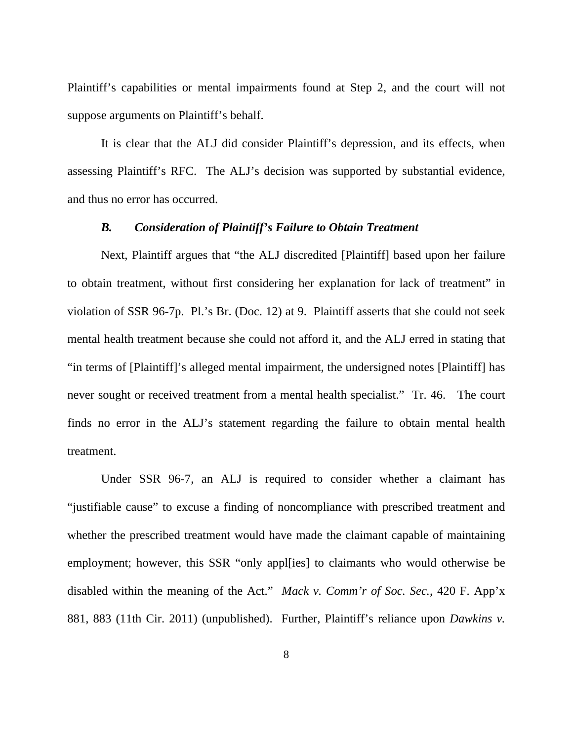Plaintiff's capabilities or mental impairments found at Step 2, and the court will not suppose arguments on Plaintiff's behalf.

It is clear that the ALJ did consider Plaintiff's depression, and its effects, when assessing Plaintiff's RFC. The ALJ's decision was supported by substantial evidence, and thus no error has occurred.

### *B. Consideration of Plaintiff's Failure to Obtain Treatment*

Next, Plaintiff argues that "the ALJ discredited [Plaintiff] based upon her failure to obtain treatment, without first considering her explanation for lack of treatment" in violation of SSR 96-7p. Pl.'s Br. (Doc. 12) at 9. Plaintiff asserts that she could not seek mental health treatment because she could not afford it, and the ALJ erred in stating that "in terms of [Plaintiff]'s alleged mental impairment, the undersigned notes [Plaintiff] has never sought or received treatment from a mental health specialist." Tr. 46. The court finds no error in the ALJ's statement regarding the failure to obtain mental health treatment.

Under SSR 96-7, an ALJ is required to consider whether a claimant has "justifiable cause" to excuse a finding of noncompliance with prescribed treatment and whether the prescribed treatment would have made the claimant capable of maintaining employment; however, this SSR "only appl[ies] to claimants who would otherwise be disabled within the meaning of the Act." *Mack v. Comm'r of Soc. Sec.*, 420 F. App'x 881, 883 (11th Cir. 2011) (unpublished). Further, Plaintiff's reliance upon *Dawkins v.*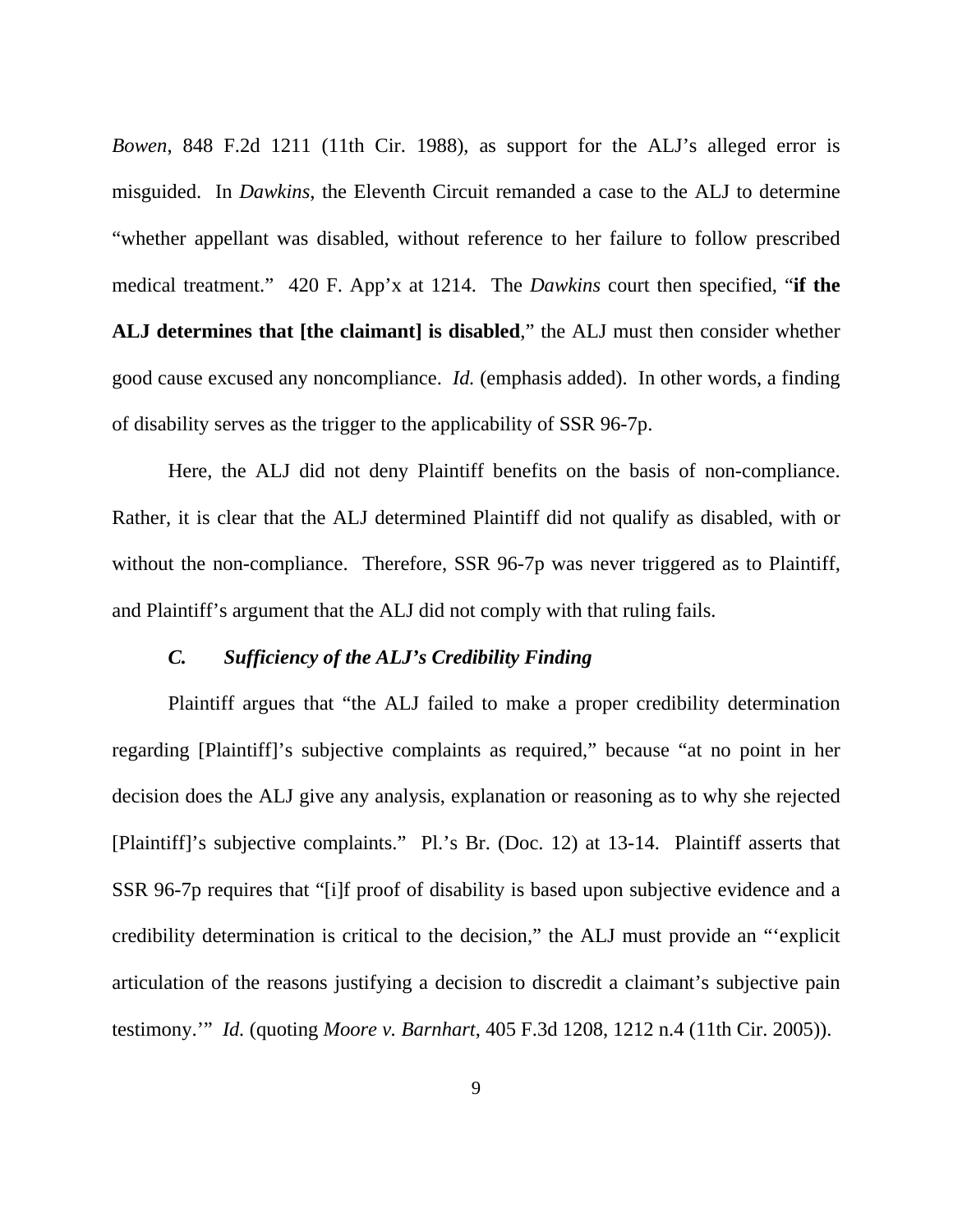*Bowen*, 848 F.2d 1211 (11th Cir. 1988), as support for the ALJ's alleged error is misguided. In *Dawkins*, the Eleventh Circuit remanded a case to the ALJ to determine "whether appellant was disabled, without reference to her failure to follow prescribed medical treatment." 420 F. App'x at 1214. The *Dawkins* court then specified, "**if the ALJ determines that [the claimant] is disabled**," the ALJ must then consider whether good cause excused any noncompliance. *Id.* (emphasis added). In other words, a finding of disability serves as the trigger to the applicability of SSR 96-7p.

Here, the ALJ did not deny Plaintiff benefits on the basis of non-compliance. Rather, it is clear that the ALJ determined Plaintiff did not qualify as disabled, with or without the non-compliance. Therefore, SSR 96-7p was never triggered as to Plaintiff, and Plaintiff's argument that the ALJ did not comply with that ruling fails.

### *C. Sufficiency of the ALJ's Credibility Finding*

Plaintiff argues that "the ALJ failed to make a proper credibility determination regarding [Plaintiff]'s subjective complaints as required," because "at no point in her decision does the ALJ give any analysis, explanation or reasoning as to why she rejected [Plaintiff]'s subjective complaints." Pl.'s Br. (Doc. 12) at 13-14. Plaintiff asserts that SSR 96-7p requires that "[i]f proof of disability is based upon subjective evidence and a credibility determination is critical to the decision," the ALJ must provide an "'explicit articulation of the reasons justifying a decision to discredit a claimant's subjective pain testimony.'" *Id.* (quoting *Moore v. Barnhart*, 405 F.3d 1208, 1212 n.4 (11th Cir. 2005)).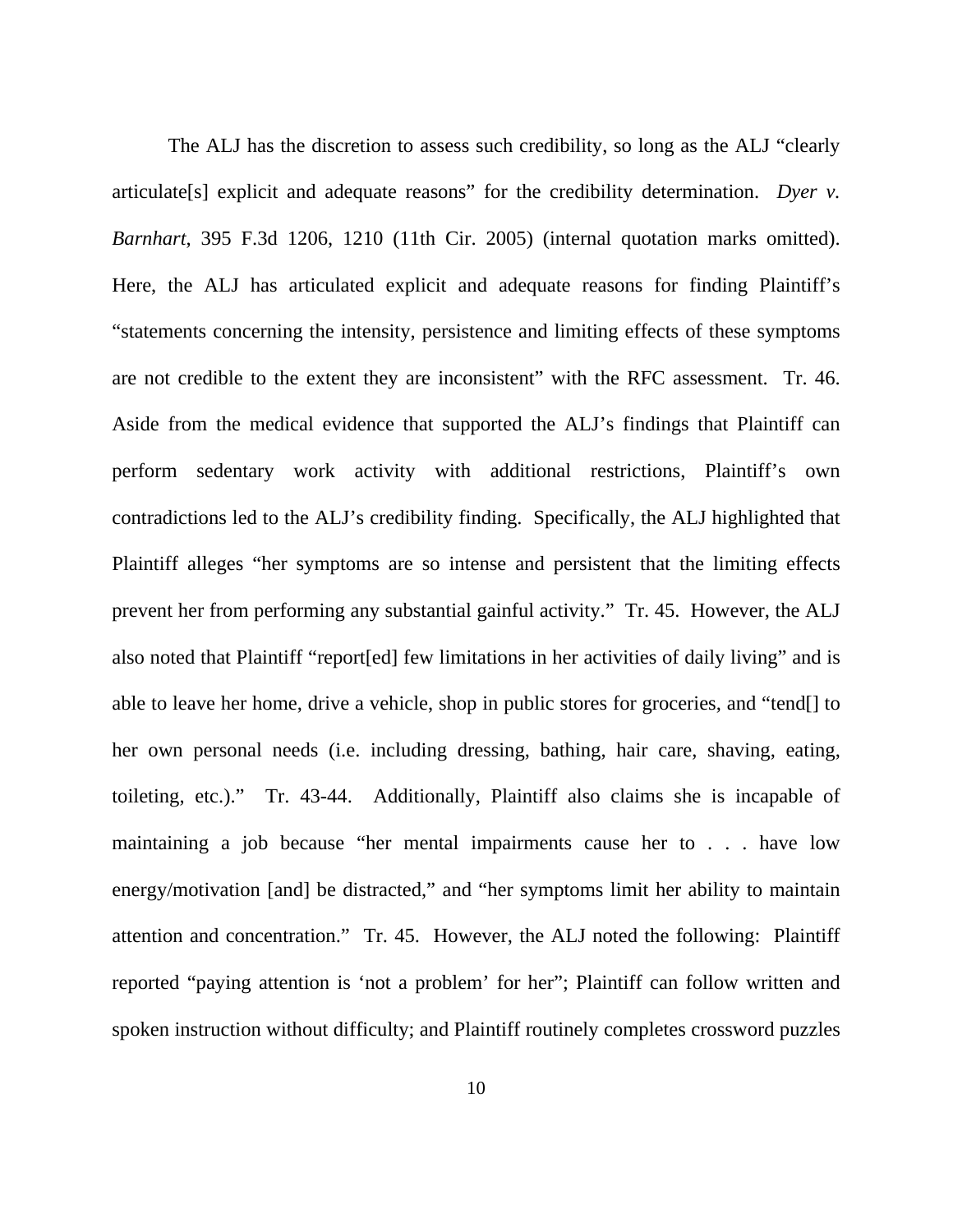The ALJ has the discretion to assess such credibility, so long as the ALJ "clearly articulate[s] explicit and adequate reasons" for the credibility determination. *Dyer v. Barnhart*, 395 F.3d 1206, 1210 (11th Cir. 2005) (internal quotation marks omitted). Here, the ALJ has articulated explicit and adequate reasons for finding Plaintiff's "statements concerning the intensity, persistence and limiting effects of these symptoms are not credible to the extent they are inconsistent" with the RFC assessment. Tr. 46. Aside from the medical evidence that supported the ALJ's findings that Plaintiff can perform sedentary work activity with additional restrictions, Plaintiff's own contradictions led to the ALJ's credibility finding. Specifically, the ALJ highlighted that Plaintiff alleges "her symptoms are so intense and persistent that the limiting effects prevent her from performing any substantial gainful activity." Tr. 45. However, the ALJ also noted that Plaintiff "report[ed] few limitations in her activities of daily living" and is able to leave her home, drive a vehicle, shop in public stores for groceries, and "tend[] to her own personal needs (i.e. including dressing, bathing, hair care, shaving, eating, toileting, etc.)." Tr. 43-44. Additionally, Plaintiff also claims she is incapable of maintaining a job because "her mental impairments cause her to . . . have low energy/motivation [and] be distracted," and "her symptoms limit her ability to maintain attention and concentration." Tr. 45. However, the ALJ noted the following: Plaintiff reported "paying attention is 'not a problem' for her"; Plaintiff can follow written and spoken instruction without difficulty; and Plaintiff routinely completes crossword puzzles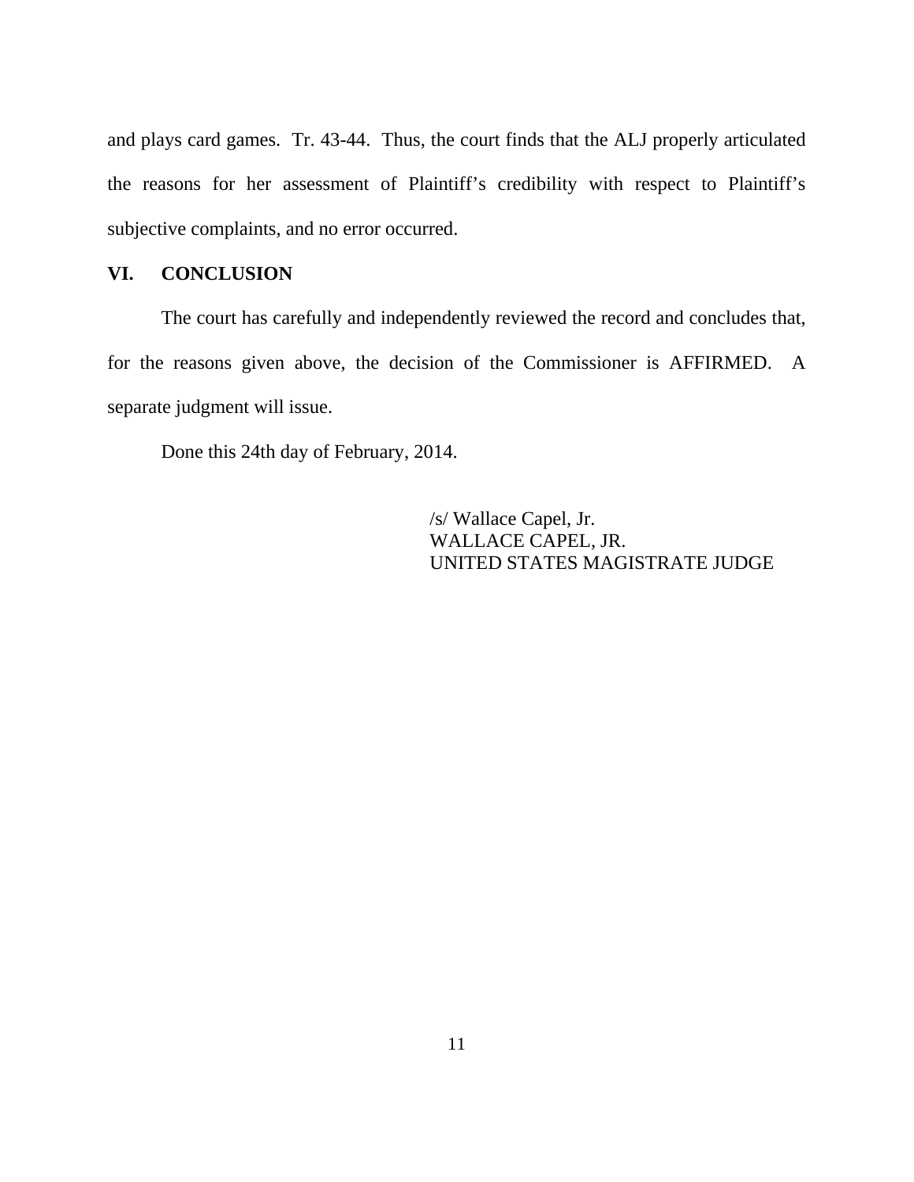and plays card games. Tr. 43-44. Thus, the court finds that the ALJ properly articulated the reasons for her assessment of Plaintiff's credibility with respect to Plaintiff's subjective complaints, and no error occurred.

## VI. CONCLUSION

The court has carefully and independently reviewed the record and concludes that, for the reasons given above, the decision of the Commissioner is AFFIRMED. A separate judgment will issue.

Done this 24th day of February, 2014.

/s/ Wallace Capel, Jr.
WALLACE CAPEL, JR.
UNITED STATES MAGISTRATE JUDGE